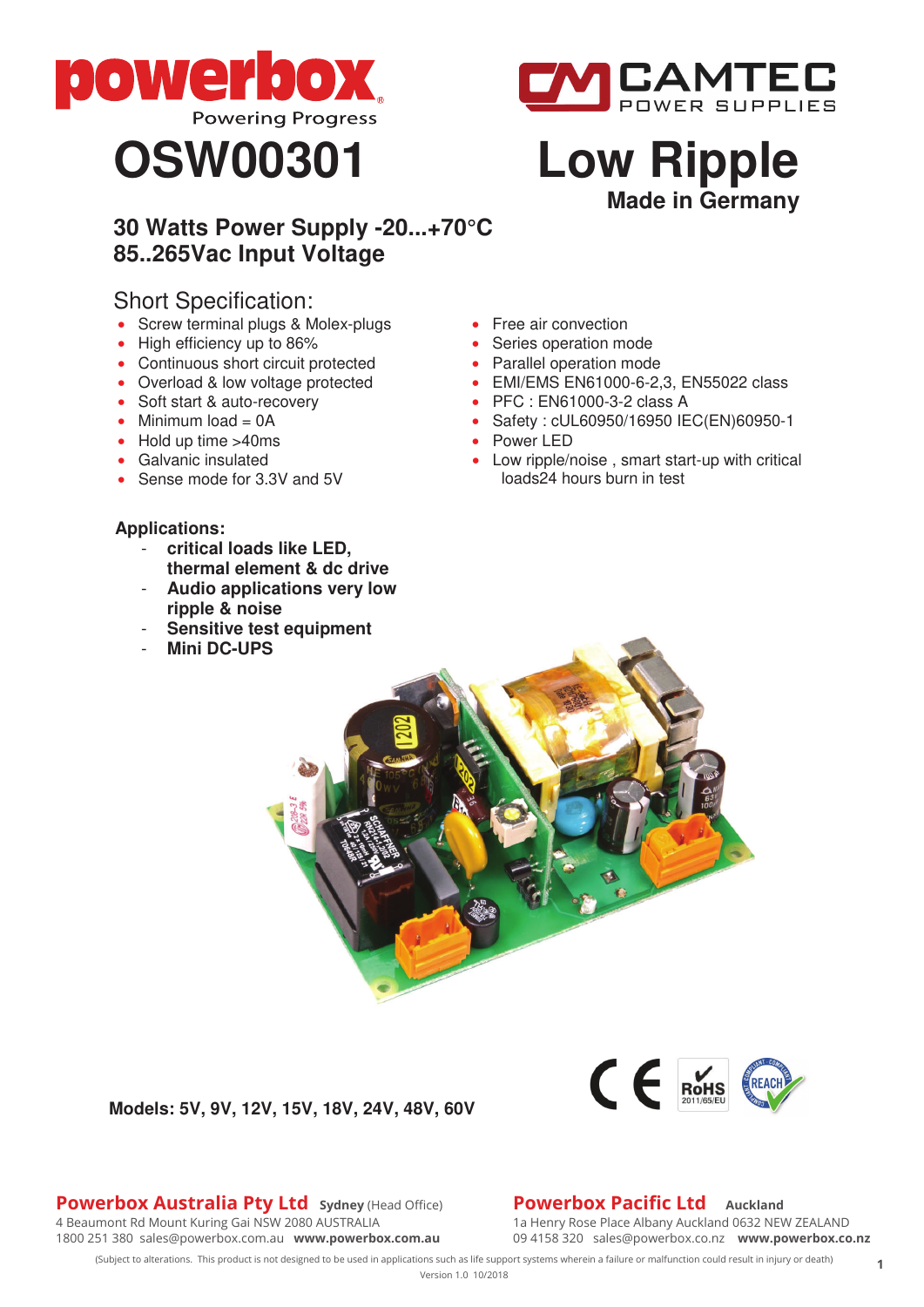# OSW00301

# Low Ripple

**Made in Germany**

## 30 Watts Power Supply -20...+70°C
## 85..265Vac Input Voltage

### Short Specification:

- Screw terminal plugs & Molex-plugs
- High efficiency up to 86%
- Continuous short circuit protected
- Overload & low voltage protected
- Soft start & auto-recovery
- Minimum load = 0A
- Hold up time >40ms
- Galvanic insulated
- Sense mode for 3.3V and 5V
- Free air convection
- Series operation mode
- Parallel operation mode
- EMI/EMS EN61000-6-2,3, EN55022 class
- PFC : EN61000-3-2 class A
- Safety : cUL60950/16950 IEC(EN)60950-1
- Power LED
- Low ripple/noise , smart start-up with critical loads24 hours burn in test

**Applications:**

- **critical loads like LED, thermal element & dc drive**
- **Audio applications very low ripple & noise**
- **Sensitive test equipment**
- **Mini DC-UPS**

**Models: 5V, 9V, 12V, 15V, 18V, 24V, 48V, 60V**

**Powerbox Australia Pty Ltd** **Sydney** (Head Office)
4 Beaumont Rd Mount Kuring Gai NSW 2080 AUSTRALIA
1800 251 380 sales@powerbox.com.au **www.powerbox.com.au**

**Powerbox Pacific Ltd** **Auckland**
1a Henry Rose Place Albany Auckland 0632 NEW ZEALAND
09 4158 320 sales@powerbox.co.nz **www.powerbox.co.nz**

(Subject to alterations. This product is not designed to be used in applications such as life support systems wherein a failure or malfunction could result in injury or death)

Version 1.0 10/2018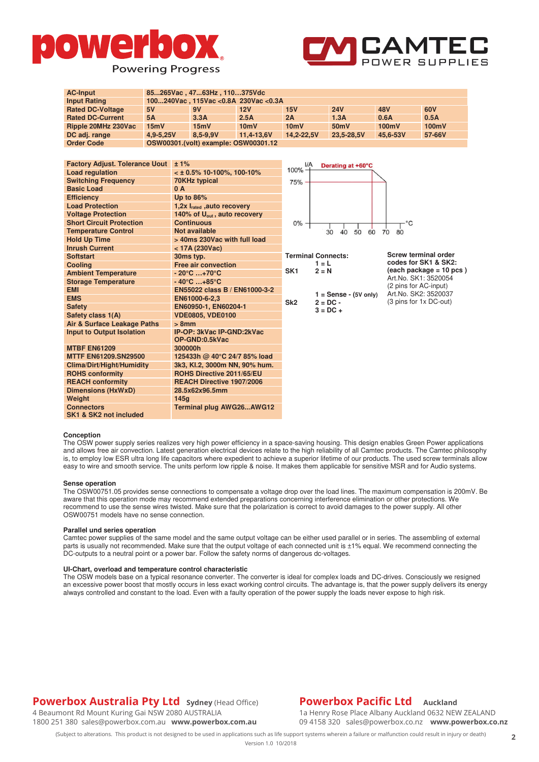| AC-Input | 85...265Vac , 47...63Hz , 110...375Vdc | | | | | | |
|---|---|---|---|---|---|---|---|
| Input Rating | 100...240Vac , 115Vac <0.8A 230Vac <0.3A | | | | | | |
| Rated DC-Voltage | 5V | 9V | 12V | 15V | 24V | 48V | 60V |
| Rated DC-Current | 5A | 3.3A | 2.5A | 2A | 1.3A | 0.6A | 0.5A |
| Ripple 20MHz 230Vac | 15mV | 15mV | 10mV | 10mV | 50mV | 100mV | 100mV |
| DC adj. range | 4,9-5,25V | 8,5-9,9V | 11,4-13,6V | 14,2-22,5V | 23,5-28,5V | 45,6-53V | 57-66V |
| Order Code | OSW00301.(volt) example: OSW00301.12 | | | | | | |

| Parameter | Value |
|---|---|
| Factory Adjust. Tolerance Uout | ± 1% |
| Load regulation | < ± 0.5% 10-100%, 100-10% |
| Switching Frequency | 70KHz typical |
| Basic Load | 0 A |
| Efficiency | Up to 86% |
| Load Protection | 1,2x $I_{rated}$ ,auto recovery |
| Voltage Protection | 140% of $U_{out}$ , auto recovery |
| Short Circuit Protection | Continuous |
| Temperature Control | Not available |
| Hold Up Time | > 40ms 230Vac with full load |
| Inrush Current | < 17A (230Vac) |
| Softstart | 30ms typ. |
| Cooling | Free air convection |
| Ambient Temperature | - 20°C ...+70°C |
| Storage Temperature | - 40°C ...+85°C |
| EMI | EN55022 class B / EN61000-3-2 |
| EMS | EN61000-6-2,3 |
| Safety | EN60950-1, EN60204-1 |
| Safety class 1(A) | VDE0805, VDE0100 |
| Air & Surface Leakage Paths | > 8mm |
| Input to Output Isolation | IP-OP: 3kVac IP-GND:2kVac OP-GND:0.5kVac |
| MTBF EN61209 | 300000h |
| MTTF EN61209.SN29500 | 125433h @ 40°C 24/7 85% load |
| Clima/Dirt/Hight/Humidity | 3k3, Kl.2, 3000m NN, 90% hum. |
| ROHS conformity | ROHS Directive 2011/65/EU |
| REACH conformity | REACH Directive 1907/2006 |
| Dimensions (HxWxD) | 28.5x62x96.5mm |
| Weight | 145g |
| Connectors SK1 & SK2 not included | Terminal plug AWG26...AWG12 |

Derating at +60°C

I/A: 100%, 75%, 0% — °C: 30, 40, 50, 60, 70, 80

**Terminal Connects:**

SK1
1 = L
2 = N

Sk2
1 = Sense - (5V only)
2 = DC -
3 = DC +

**Screw terminal order codes for SK1 & SK2: (each package = 10 pcs )**
Art.No. SK1: 3520054
(2 pins for AC-input)
Art.No. SK2: 3520037
(3 pins for 1x DC-out)

**Conception**
The OSW power supply series realizes very high power efficiency in a space-saving housing. This design enables Green Power applications and allows free air convection. Latest generation electrical devices relate to the high reliability of all Camtec products. The Camtec philosophy is, to employ low ESR ultra long life capacitors where expedient to achieve a superior lifetime of our products. The used screw terminals allow easy to wire and smooth service. The units perform low ripple & noise. It makes them applicable for sensitive MSR and for Audio systems.

**Sense operation**
The OSW00751.05 provides sense connections to compensate a voltage drop over the load lines. The maximum compensation is 200mV. Be aware that this operation mode may recommend extended preparations concerning interference elimination or other protections. We recommend to use the sense wires twisted. Make sure that the polarization is correct to avoid damages to the power supply. All other OSW00751 models have no sense connection.

**Parallel und series operation**
Camtec power supplies of the same model and the same output voltage can be either used parallel or in series. The assembling of external parts is usually not recommended. Make sure that the output voltage of each connected unit is ±1% equal. We recommend connecting the DC-outputs to a neutral point or a power bar. Follow the safety norms of dangerous dc-voltages.

**UI-Chart, overload and temperature control characteristic**
The OSW models base on a typical resonance converter. The converter is ideal for complex loads and DC-drives. Consciously we resigned an excessive power boost that mostly occurs in less exact working control circuits. The advantage is, that the power supply delivers its energy always controlled and constant to the load. Even with a faulty operation of the power supply the loads never expose to high risk.

**Powerbox Australia Pty Ltd** Sydney (Head Office)
4 Beaumont Rd Mount Kuring Gai NSW 2080 AUSTRALIA
1800 251 380 sales@powerbox.com.au **www.powerbox.com.au**

**Powerbox Pacific Ltd** Auckland
1a Henry Rose Place Albany Auckland 0632 NEW ZEALAND
09 4158 320 sales@powerbox.co.nz **www.powerbox.co.nz**

(Subject to alterations. This product is not designed to be used in applications such as life support systems wherein a failure or malfunction could result in injury or death)
Version 1.0 10/2018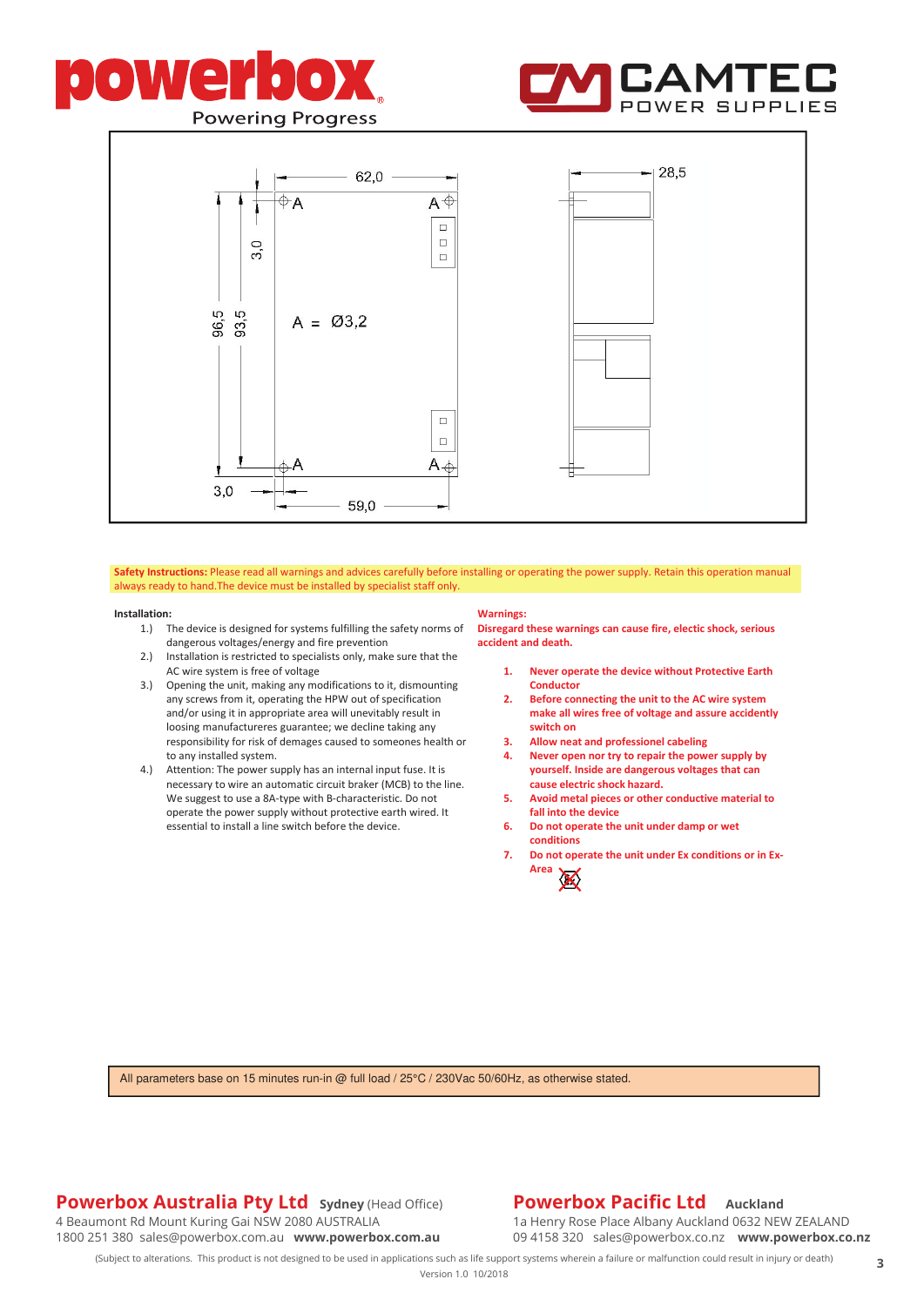62,0

28,5

A = Ø3,2

96,5

93,5

3,0

3,0

59,0

**Safety Instructions:** Please read all warnings and advices carefully before installing or operating the power supply. Retain this operation manual always ready to hand.The device must be installed by specialist staff only.

**Installation:**

1.) The device is designed for systems fulfilling the safety norms of dangerous voltages/energy and fire prevention
2.) Installation is restricted to specialists only, make sure that the AC wire system is free of voltage
3.) Opening the unit, making any modifications to it, dismounting any screws from it, operating the HPW out of specification and/or using it in appropriate area will unevitably result in loosing manufactureres guarantee; we decline taking any responsibility for risk of demages caused to someones health or to any installed system.
4.) Attention: The power supply has an internal input fuse. It is necessary to wire an automatic circuit braker (MCB) to the line. We suggest to use a 8A-type with B-characteristic. Do not operate the power supply without protective earth wired. It essential to install a line switch before the device.

**Warnings:**

**Disregard these warnings can cause fire, electic shock, serious accident and death.**

1. **Never operate the device without Protective Earth Conductor**
2. **Before connecting the unit to the AC wire system make all wires free of voltage and assure accidently switch on**
3. **Allow neat and professionel cabeling**
4. **Never open nor try to repair the power supply by yourself. Inside are dangerous voltages that can cause electric shock hazard.**
5. **Avoid metal pieces or other conductive material to fall into the device**
6. **Do not operate the unit under damp or wet conditions**
7. **Do not operate the unit under Ex conditions or in Ex-Area**

All parameters base on 15 minutes run-in @ full load / 25°C / 230Vac 50/60Hz, as otherwise stated.

**Powerbox Australia Pty Ltd** **Sydney** (Head Office)
4 Beaumont Rd Mount Kuring Gai NSW 2080 AUSTRALIA
1800 251 380 sales@powerbox.com.au **www.powerbox.com.au**

**Powerbox Pacific Ltd** **Auckland**
1a Henry Rose Place Albany Auckland 0632 NEW ZEALAND
09 4158 320 sales@powerbox.co.nz **www.powerbox.co.nz**

(Subject to alterations. This product is not designed to be used in applications such as life support systems wherein a failure or malfunction could result in injury or death)
Version 1.0 10/2018